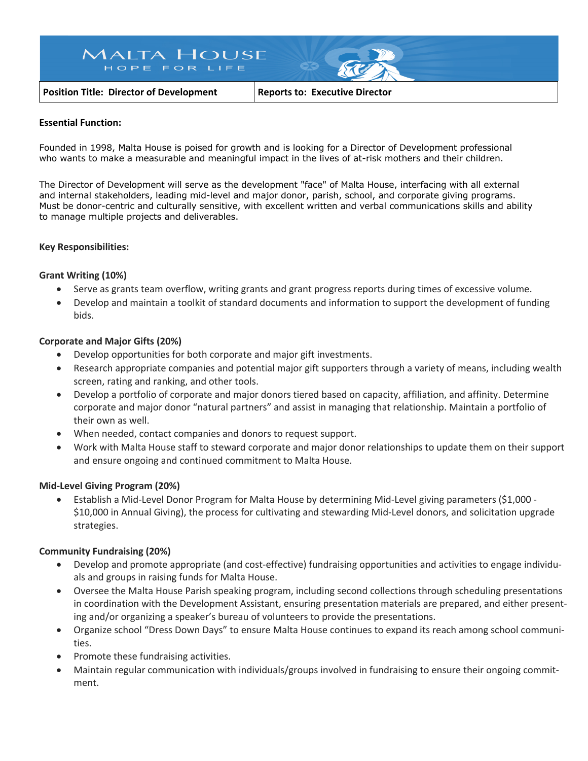# MALTA HOUSE

HOPE FOR LIFE

| **Position Title: Director of Development** | **Reports to: Executive Director** |
| --- | --- |

**Essential Function:**

Founded in 1998, Malta House is poised for growth and is looking for a Director of Development professional who wants to make a measurable and meaningful impact in the lives of at-risk mothers and their children.

The Director of Development will serve as the development "face" of Malta House, interfacing with all external and internal stakeholders, leading mid-level and major donor, parish, school, and corporate giving programs. Must be donor-centric and culturally sensitive, with excellent written and verbal communications skills and ability to manage multiple projects and deliverables.

**Key Responsibilities:**

**Grant Writing (10%)**

- Serve as grants team overflow, writing grants and grant progress reports during times of excessive volume.
- Develop and maintain a toolkit of standard documents and information to support the development of funding bids.

**Corporate and Major Gifts (20%)**

- Develop opportunities for both corporate and major gift investments.
- Research appropriate companies and potential major gift supporters through a variety of means, including wealth screen, rating and ranking, and other tools.
- Develop a portfolio of corporate and major donors tiered based on capacity, affiliation, and affinity. Determine corporate and major donor "natural partners" and assist in managing that relationship. Maintain a portfolio of their own as well.
- When needed, contact companies and donors to request support.
- Work with Malta House staff to steward corporate and major donor relationships to update them on their support and ensure ongoing and continued commitment to Malta House.

**Mid-Level Giving Program (20%)**

- Establish a Mid-Level Donor Program for Malta House by determining Mid-Level giving parameters ($1,000 - $10,000 in Annual Giving), the process for cultivating and stewarding Mid-Level donors, and solicitation upgrade strategies.

**Community Fundraising (20%)**

- Develop and promote appropriate (and cost-effective) fundraising opportunities and activities to engage individuals and groups in raising funds for Malta House.
- Oversee the Malta House Parish speaking program, including second collections through scheduling presentations in coordination with the Development Assistant, ensuring presentation materials are prepared, and either presenting and/or organizing a speaker's bureau of volunteers to provide the presentations.
- Organize school "Dress Down Days" to ensure Malta House continues to expand its reach among school communities.
- Promote these fundraising activities.
- Maintain regular communication with individuals/groups involved in fundraising to ensure their ongoing commitment.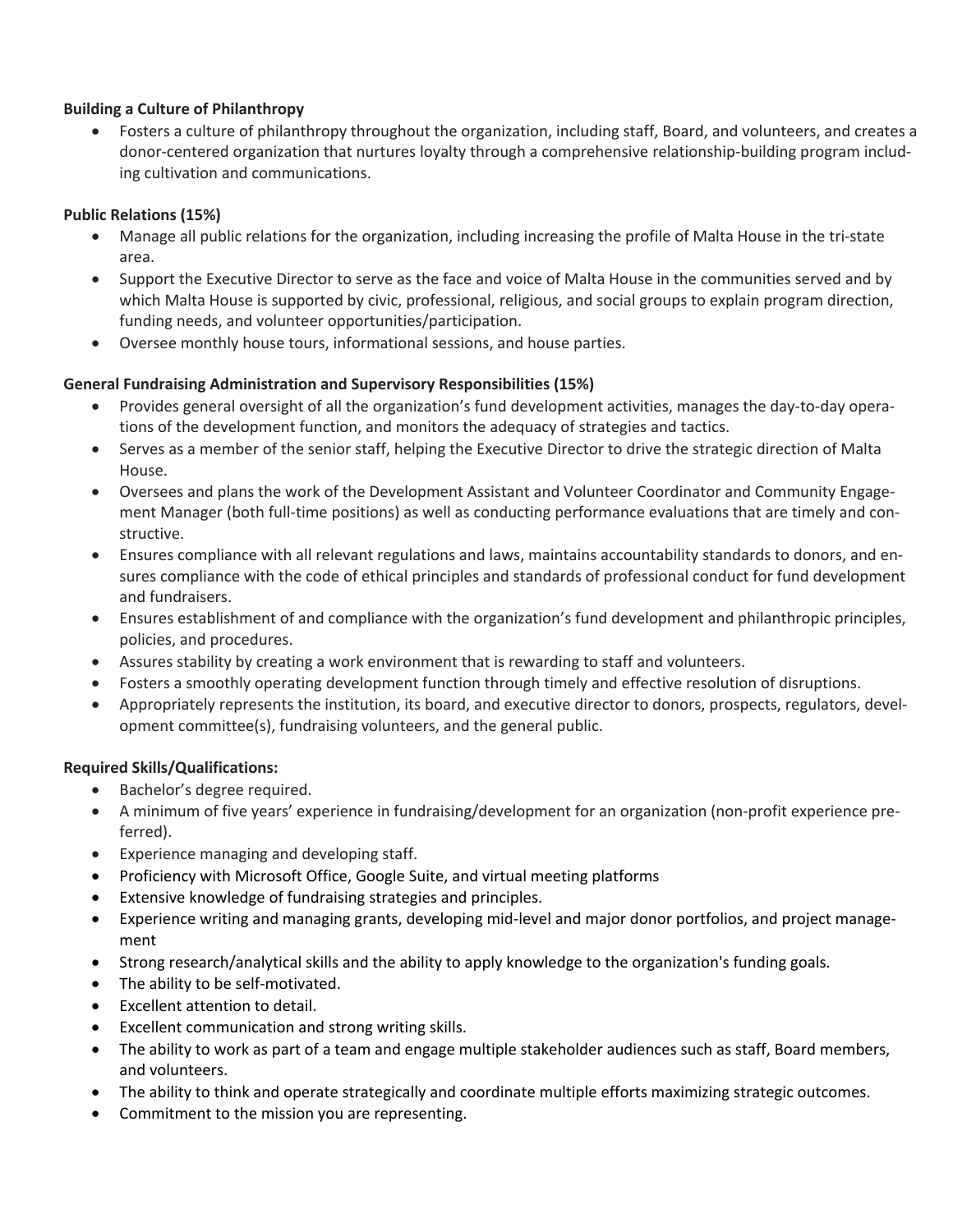**Building a Culture of Philanthropy**

- Fosters a culture of philanthropy throughout the organization, including staff, Board, and volunteers, and creates a donor-centered organization that nurtures loyalty through a comprehensive relationship-building program including cultivation and communications.

**Public Relations (15%)**

- Manage all public relations for the organization, including increasing the profile of Malta House in the tri-state area.
- Support the Executive Director to serve as the face and voice of Malta House in the communities served and by which Malta House is supported by civic, professional, religious, and social groups to explain program direction, funding needs, and volunteer opportunities/participation.
- Oversee monthly house tours, informational sessions, and house parties.

**General Fundraising Administration and Supervisory Responsibilities (15%)**

- Provides general oversight of all the organization's fund development activities, manages the day-to-day operations of the development function, and monitors the adequacy of strategies and tactics.
- Serves as a member of the senior staff, helping the Executive Director to drive the strategic direction of Malta House.
- Oversees and plans the work of the Development Assistant and Volunteer Coordinator and Community Engagement Manager (both full-time positions) as well as conducting performance evaluations that are timely and constructive.
- Ensures compliance with all relevant regulations and laws, maintains accountability standards to donors, and ensures compliance with the code of ethical principles and standards of professional conduct for fund development and fundraisers.
- Ensures establishment of and compliance with the organization's fund development and philanthropic principles, policies, and procedures.
- Assures stability by creating a work environment that is rewarding to staff and volunteers.
- Fosters a smoothly operating development function through timely and effective resolution of disruptions.
- Appropriately represents the institution, its board, and executive director to donors, prospects, regulators, development committee(s), fundraising volunteers, and the general public.

**Required Skills/Qualifications:**

- Bachelor's degree required.
- A minimum of five years' experience in fundraising/development for an organization (non-profit experience preferred).
- Experience managing and developing staff.
- Proficiency with Microsoft Office, Google Suite, and virtual meeting platforms
- Extensive knowledge of fundraising strategies and principles.
- Experience writing and managing grants, developing mid-level and major donor portfolios, and project management
- Strong research/analytical skills and the ability to apply knowledge to the organization's funding goals.
- The ability to be self-motivated.
- Excellent attention to detail.
- Excellent communication and strong writing skills.
- The ability to work as part of a team and engage multiple stakeholder audiences such as staff, Board members, and volunteers.
- The ability to think and operate strategically and coordinate multiple efforts maximizing strategic outcomes.
- Commitment to the mission you are representing.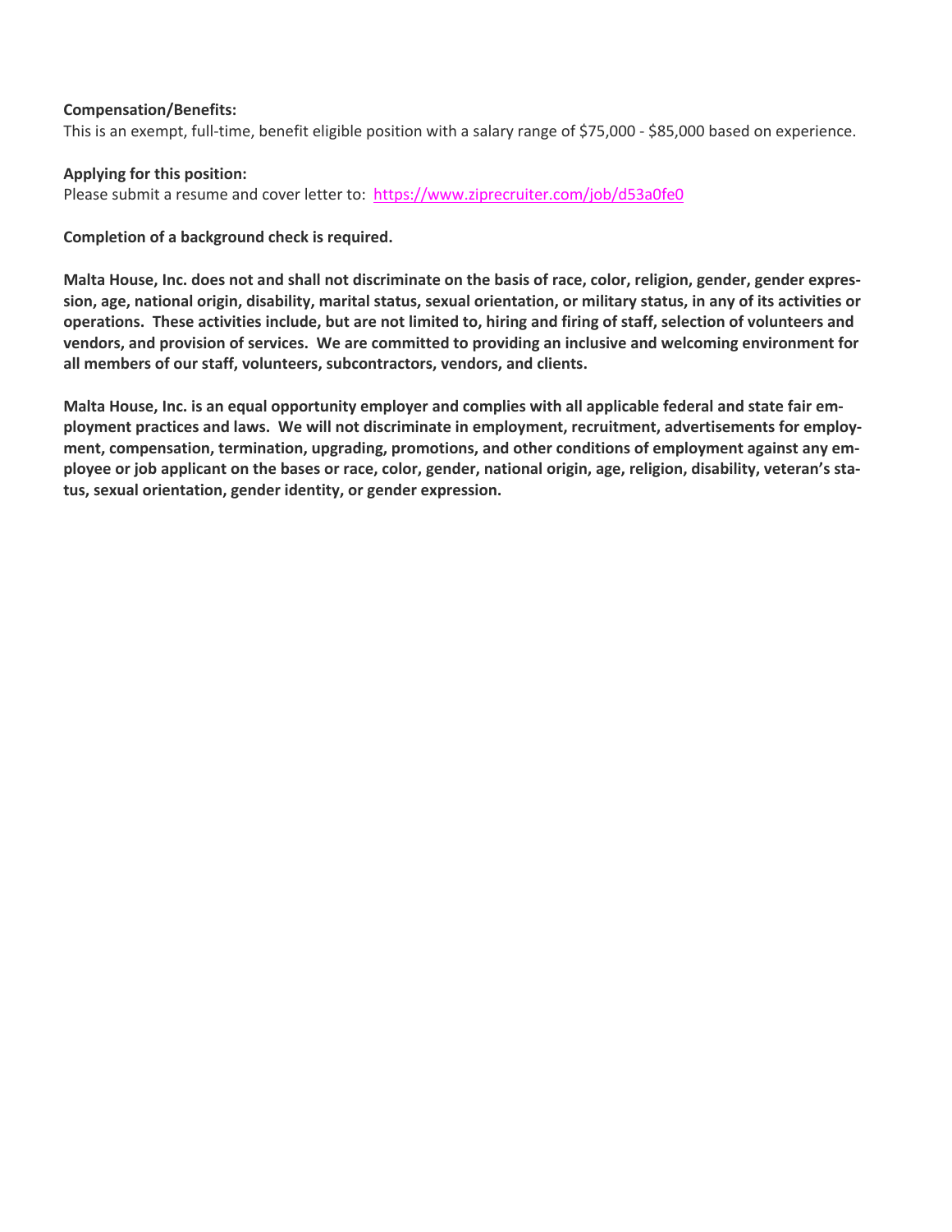**Compensation/Benefits:**

This is an exempt, full-time, benefit eligible position with a salary range of $75,000 - $85,000 based on experience.

**Applying for this position:**

Please submit a resume and cover letter to: https://www.ziprecruiter.com/job/d53a0fe0

**Completion of a background check is required.**

**Malta House, Inc. does not and shall not discriminate on the basis of race, color, religion, gender, gender expression, age, national origin, disability, marital status, sexual orientation, or military status, in any of its activities or operations. These activities include, but are not limited to, hiring and firing of staff, selection of volunteers and vendors, and provision of services. We are committed to providing an inclusive and welcoming environment for all members of our staff, volunteers, subcontractors, vendors, and clients.**

**Malta House, Inc. is an equal opportunity employer and complies with all applicable federal and state fair employment practices and laws. We will not discriminate in employment, recruitment, advertisements for employment, compensation, termination, upgrading, promotions, and other conditions of employment against any employee or job applicant on the bases or race, color, gender, national origin, age, religion, disability, veteran's status, sexual orientation, gender identity, or gender expression.**